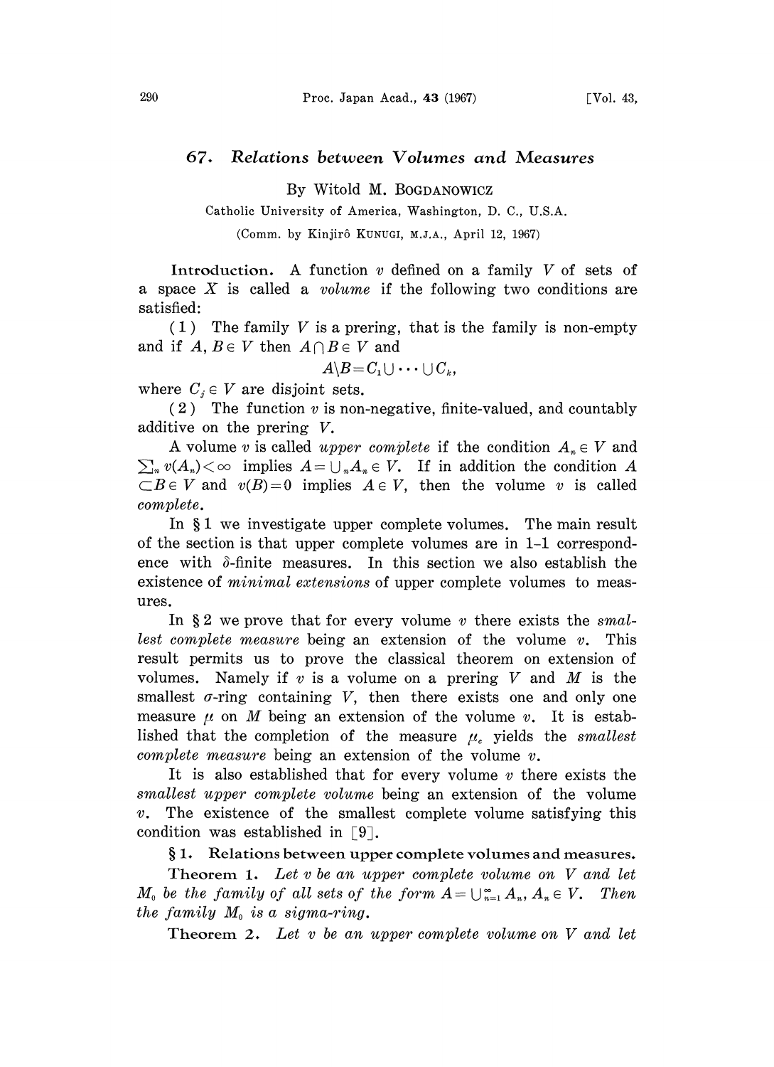# 67. Relations between Volumes and Measures

By Witold M. BOGDANOWICZ

Catholic University of America, Washington, D. C., U.S.A.

(Comm. by Kinjirô KUNUGI, M.J.A., April 12, 1967)

**Introduction.** A function $v$ defined on a family $V$ of sets of a space $X$ is called a *volume* if the following two conditions are satisfied:

(1) The family $V$ is a prering, that is the family is non-empty and if $A, B \in V$ then $A \cap B \in V$ and

$$A \setminus B = C_1 \cup \cdots \cup C_k,$$

where $C_j \in V$ are disjoint sets.

(2) The function $v$ is non-negative, finite-valued, and countably additive on the prering $V$.

A volume $v$ is called *upper complete* if the condition $A_n \in V$ and $\sum_n v(A_n) < \infty$ implies $A = \bigcup_n A_n \in V$. If in addition the condition $A \subset B \in V$ and $v(B) = 0$ implies $A \in V$, then the volume $v$ is called *complete*.

In § 1 we investigate upper complete volumes. The main result of the section is that upper complete volumes are in 1-1 correspondence with $\delta$-finite measures. In this section we also establish the existence of *minimal extensions* of upper complete volumes to measures.

In § 2 we prove that for every volume $v$ there exists the *smallest complete measure* being an extension of the volume $v$. This result permits us to prove the classical theorem on extension of volumes. Namely if $v$ is a volume on a prering $V$ and $M$ is the smallest $\sigma$-ring containing $V$, then there exists one and only one measure $\mu$ on $M$ being an extension of the volume $v$. It is established that the completion of the measure $\mu_c$ yields the *smallest complete measure* being an extension of the volume $v$.

It is also established that for every volume $v$ there exists the *smallest upper complete volume* being an extension of the volume $v$. The existence of the smallest complete volume satisfying this condition was established in [9].

## § 1. Relations between upper complete volumes and measures.

**Theorem 1.** *Let $v$ be an upper complete volume on $V$ and let $M_0$ be the family of all sets of the form $A = \bigcup_{n=1}^{\infty} A_n$, $A_n \in V$. Then the family $M_0$ is a sigma-ring.*

**Theorem 2.** *Let $v$ be an upper complete volume on $V$ and let*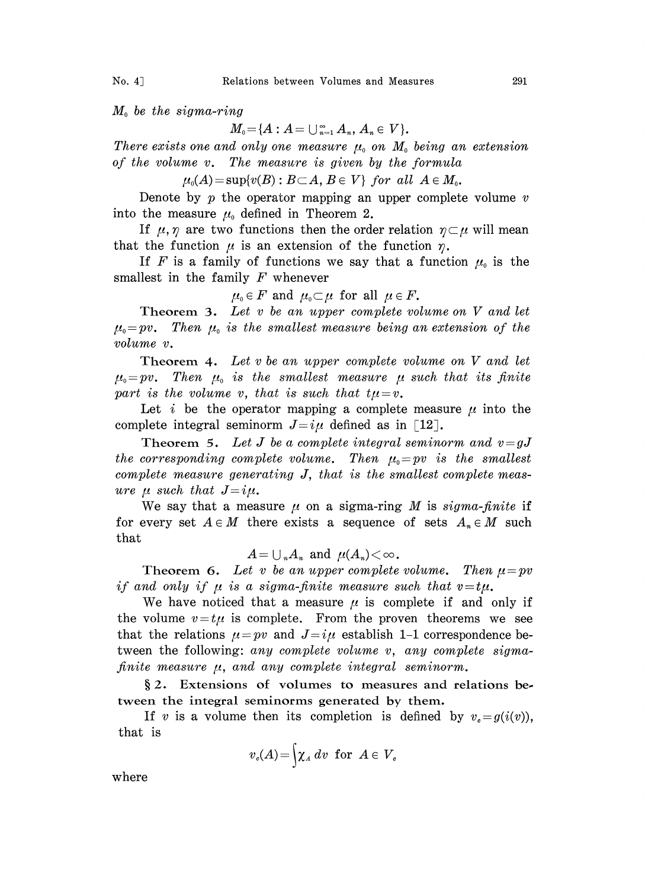*$M_0$ be the sigma-ring*

$$M_0=\{A : A=\bigcup_{n=1}^{\infty} A_n,\ A_n \in V\}.$$

*There exists one and only one measure $\mu_0$ on $M_0$ being an extension of the volume $v$. The measure is given by the formula*

$$\mu_0(A)=\sup\{v(B) : B\subset A,\ B\in V\} \text{ for all } A\in M_0.$$

Denote by $p$ the operator mapping an upper complete volume $v$ into the measure $\mu_0$ defined in Theorem 2.

If $\mu, \eta$ are two functions then the order relation $\eta\subset\mu$ will mean that the function $\mu$ is an extension of the function $\eta$.

If $F$ is a family of functions we say that a function $\mu_0$ is the smallest in the family $F$ whenever

$$\mu_0\in F \text{ and } \mu_0\subset\mu \text{ for all } \mu\in F.$$

**Theorem 3.** *Let $v$ be an upper complete volume on $V$ and let $\mu_0=pv$. Then $\mu_0$ is the smallest measure being an extension of the volume $v$.*

**Theorem 4.** *Let $v$ be an upper complete volume on $V$ and let $\mu_0=pv$. Then $\mu_0$ is the smallest measure $\mu$ such that its finite part is the volume $v$, that is such that $t\mu=v$.*

Let $i$ be the operator mapping a complete measure $\mu$ into the complete integral seminorm $J=i\mu$ defined as in [12].

**Theorem 5.** *Let $J$ be a complete integral seminorm and $v=gJ$ the corresponding complete volume. Then $\mu_0=pv$ is the smallest complete measure generating $J$, that is the smallest complete measure $\mu$ such that $J=i\mu$.*

We say that a measure $\mu$ on a sigma-ring $M$ is *sigma-finite* if for every set $A\in M$ there exists a sequence of sets $A_n\in M$ such that

$$A=\bigcup_n A_n \text{ and } \mu(A_n)<\infty.$$

**Theorem 6.** *Let $v$ be an upper complete volume. Then $\mu=pv$ if and only if $\mu$ is a sigma-finite measure such that $v=t\mu$.*

We have noticed that a measure $\mu$ is complete if and only if the volume $v=t\mu$ is complete. From the proven theorems we see that the relations $\mu=pv$ and $J=i\mu$ establish 1-1 correspondence between the following: *any complete volume $v$, any complete sigma-finite measure $\mu$, and any complete integral seminorm.*

## § 2. Extensions of volumes to measures and relations between the integral seminorms generated by them.

If $v$ is a volume then its completion is defined by $v_c=g(i(v))$, that is

$$v_c(A)=\int\chi_A\,dv \text{ for } A\in V_c$$

where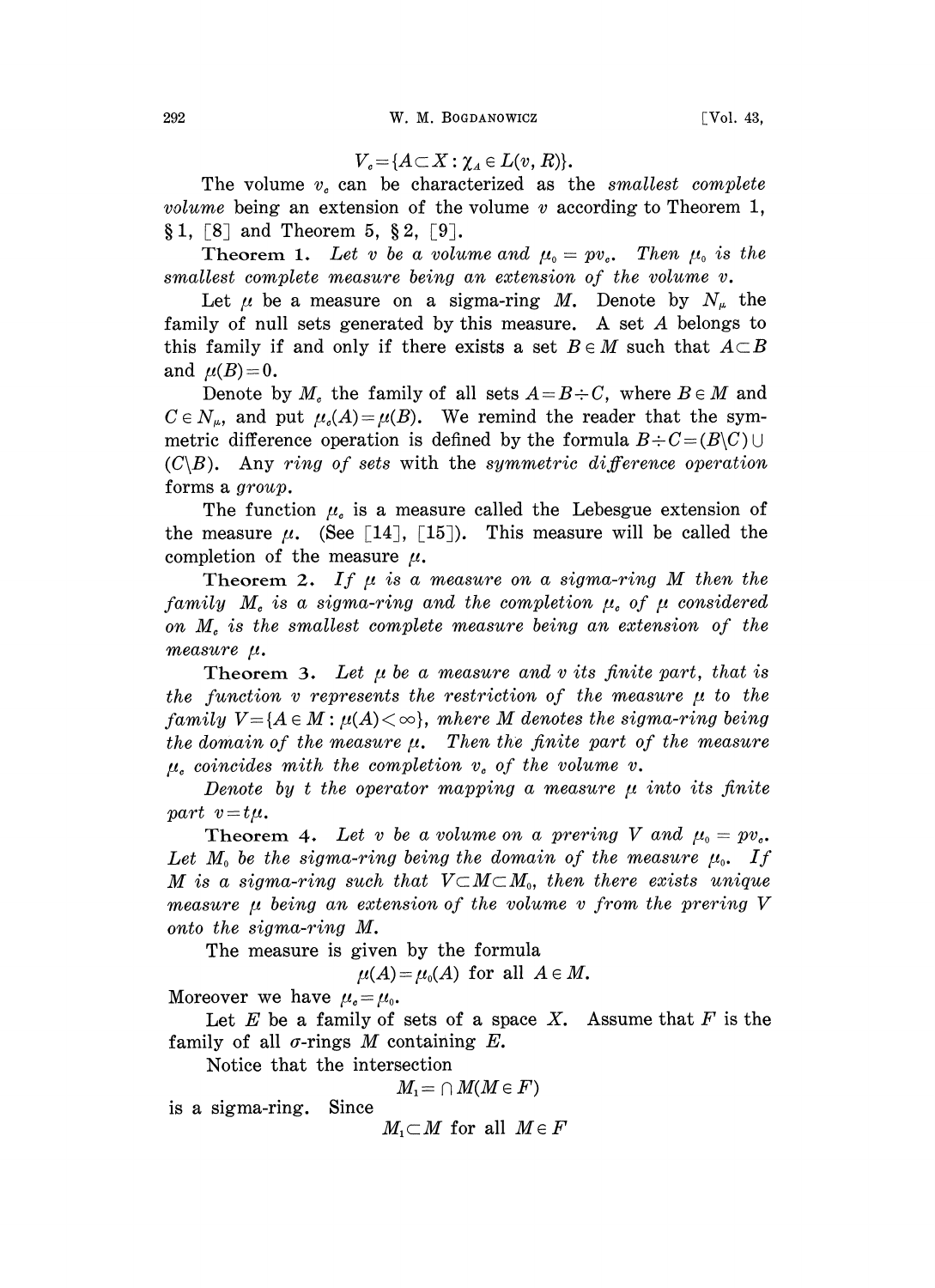$$V_c = \{A \subset X : \chi_A \in L(v, R)\}.$$

The volume $v_c$ can be characterized as the *smallest complete volume* being an extension of the volume $v$ according to Theorem 1, § 1, [8] and Theorem 5, § 2, [9].

**Theorem 1.** *Let $v$ be a volume and $\mu_0 = pv_c$. Then $\mu_0$ is the smallest complete measure being an extension of the volume $v$.*

Let $\mu$ be a measure on a sigma-ring $M$. Denote by $N_\mu$ the family of null sets generated by this measure. A set $A$ belongs to this family if and only if there exists a set $B \in M$ such that $A \subset B$ and $\mu(B) = 0$.

Denote by $M_c$ the family of all sets $A = B \div C$, where $B \in M$ and $C \in N_\mu$, and put $\mu_c(A) = \mu(B)$. We remind the reader that the symmetric difference operation is defined by the formula $B \div C = (B \backslash C) \cup (C \backslash B)$. Any *ring of sets* with the *symmetric difference operation* forms a *group*.

The function $\mu_c$ is a measure called the Lebesgue extension of the measure $\mu$. (See [14], [15]). This measure will be called the completion of the measure $\mu$.

**Theorem 2.** *If $\mu$ is a measure on a sigma-ring $M$ then the family $M_c$ is a sigma-ring and the completion $\mu_c$ of $\mu$ considered on $M_c$ is the smallest complete measure being an extension of the measure $\mu$.*

**Theorem 3.** *Let $\mu$ be a measure and $v$ its finite part, that is the function $v$ represents the restriction of the measure $\mu$ to the family $V = \{A \in M : \mu(A) < \infty\}$, mhere $M$ denotes the sigma-ring being the domain of the measure $\mu$. Then the finite part of the measure $\mu_c$ coincides mith the completion $v_c$ of the volume $v$.*

*Denote by $t$ the operator mapping a measure $\mu$ into its finite part $v = t\mu$.*

**Theorem 4.** *Let $v$ be a volume on a prering $V$ and $\mu_0 = pv_c$. Let $M_0$ be the sigma-ring being the domain of the measure $\mu_0$. If $M$ is a sigma-ring such that $V \subset M \subset M_0$, then there exists unique measure $\mu$ being an extension of the volume $v$ from the prering $V$ onto the sigma-ring $M$.*

The measure is given by the formula

$$\mu(A) = \mu_0(A) \text{ for all } A \in M.$$

Moreover we have $\mu_c = \mu_0$.

Let $E$ be a family of sets of a space $X$. Assume that $F$ is the family of all $\sigma$-rings $M$ containing $E$.

Notice that the intersection

$$M_1 = \cap M (M \in F)$$

is a sigma-ring. Since

$$M_1 \subset M \text{ for all } M \in F$$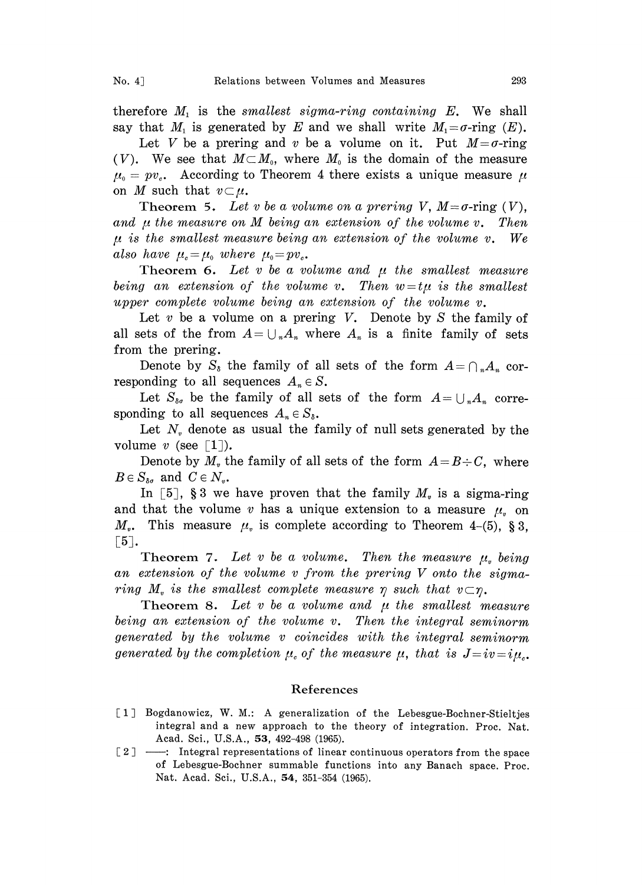therefore $M_1$ is the *smallest sigma-ring containing* $E$. We shall say that $M_1$ is generated by $E$ and we shall write $M_1=\sigma$-ring $(E)$.

Let $V$ be a prering and $v$ be a volume on it. Put $M=\sigma$-ring $(V)$. We see that $M\subset M_0$, where $M_0$ is the domain of the measure $\mu_0 = pv_c$. According to Theorem 4 there exists a unique measure $\mu$ on $M$ such that $v\subset\mu$.

**Theorem 5.** *Let $v$ be a volume on a prering $V$, $M=\sigma$-ring $(V)$, and $\mu$ the measure on $M$ being an extension of the volume $v$. Then $\mu$ is the smallest measure being an extension of the volume $v$. We also have $\mu_c=\mu_0$ where $\mu_0=pv_c$.*

**Theorem 6.** *Let $v$ be a volume and $\mu$ the smallest measure being an extension of the volume $v$. Then $w=t\mu$ is the smallest upper complete volume being an extension of the volume $v$.*

Let $v$ be a volume on a prering $V$. Denote by $S$ the family of all sets of the from $A=\bigcup_n A_n$ where $A_n$ is a finite family of sets from the prering.

Denote by $S_\delta$ the family of all sets of the form $A=\bigcap_n A_n$ corresponding to all sequences $A_n\in S$.

Let $S_{\delta\sigma}$ be the family of all sets of the form $A=\bigcup_n A_n$ corresponding to all sequences $A_n\in S_\delta$.

Let $N_v$ denote as usual the family of null sets generated by the volume $v$ (see [1]).

Denote by $M_v$ the family of all sets of the form $A=B\div C$, where $B\in S_{\delta\sigma}$ and $C\in N_v$.

In [5], § 3 we have proven that the family $M_v$ is a sigma-ring and that the volume $v$ has a unique extension to a measure $\mu_v$ on $M_v$. This measure $\mu_v$ is complete according to Theorem 4-(5), § 3, [5].

**Theorem 7.** *Let $v$ be a volume. Then the measure $\mu_v$ being an extension of the volume $v$ from the prering $V$ onto the sigma-ring $M_v$ is the smallest complete measure $\eta$ such that $v\subset\eta$.*

**Theorem 8.** *Let $v$ be a volume and $\mu$ the smallest measure being an extension of the volume $v$. Then the integral seminorm generated by the volume $v$ coincides with the integral seminorm generated by the completion $\mu_c$ of the measure $\mu$, that is $J=iv=i\mu_c$.*

## References

[1] Bogdanowicz, W. M.: A generalization of the Lebesgue-Bochner-Stieltjes integral and a new approach to the theory of integration. Proc. Nat. Acad. Sci., U.S.A., **53**, 492–498 (1965).

[2] ——: Integral representations of linear continuous operators from the space of Lebesgue-Bochner summable functions into any Banach space. Proc. Nat. Acad. Sci., U.S.A., **54**, 351–354 (1965).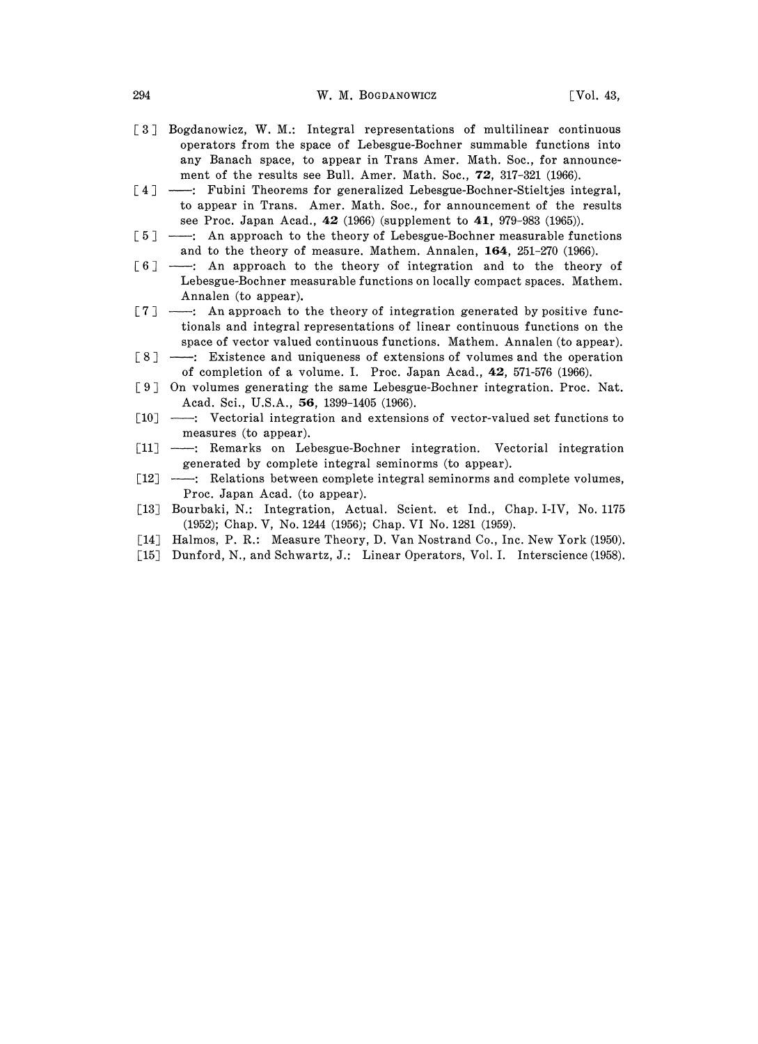[3] Bogdanowicz, W. M.: Integral representations of multilinear continuous operators from the space of Lebesgue-Bochner summable functions into any Banach space, to appear in Trans Amer. Math. Soc., for announcement of the results see Bull. Amer. Math. Soc., **72**, 317-321 (1966).

[4] ——: Fubini Theorems for generalized Lebesgue-Bochner-Stieltjes integral, to appear in Trans. Amer. Math. Soc., for announcement of the results see Proc. Japan Acad., **42** (1966) (supplement to **41**, 979-983 (1965)).

[5] ——: An approach to the theory of Lebesgue-Bochner measurable functions and to the theory of measure. Mathem. Annalen, **164**, 251-270 (1966).

[6] ——: An approach to the theory of integration and to the theory of Lebesgue-Bochner measurable functions on locally compact spaces. Mathem. Annalen (to appear).

[7] ——: An approach to the theory of integration generated by positive functionals and integral representations of linear continuous functions on the space of vector valued continuous functions. Mathem. Annalen (to appear).

[8] ——: Existence and uniqueness of extensions of volumes and the operation of completion of a volume. I. Proc. Japan Acad., **42**, 571-576 (1966).

[9] On volumes generating the same Lebesgue-Bochner integration. Proc. Nat. Acad. Sci., U.S.A., **56**, 1399-1405 (1966).

[10] ——: Vectorial integration and extensions of vector-valued set functions to measures (to appear).

[11] ——: Remarks on Lebesgue-Bochner integration. Vectorial integration generated by complete integral seminorms (to appear).

[12] ——: Relations between complete integral seminorms and complete volumes, Proc. Japan Acad. (to appear).

[13] Bourbaki, N.: Integration, Actual. Scient. et Ind., Chap. I-IV, No. 1175 (1952); Chap. V, No. 1244 (1956); Chap. VI No. 1281 (1959).

[14] Halmos, P. R.: Measure Theory, D. Van Nostrand Co., Inc. New York (1950).

[15] Dunford, N., and Schwartz, J.: Linear Operators, Vol. I. Interscience (1958).